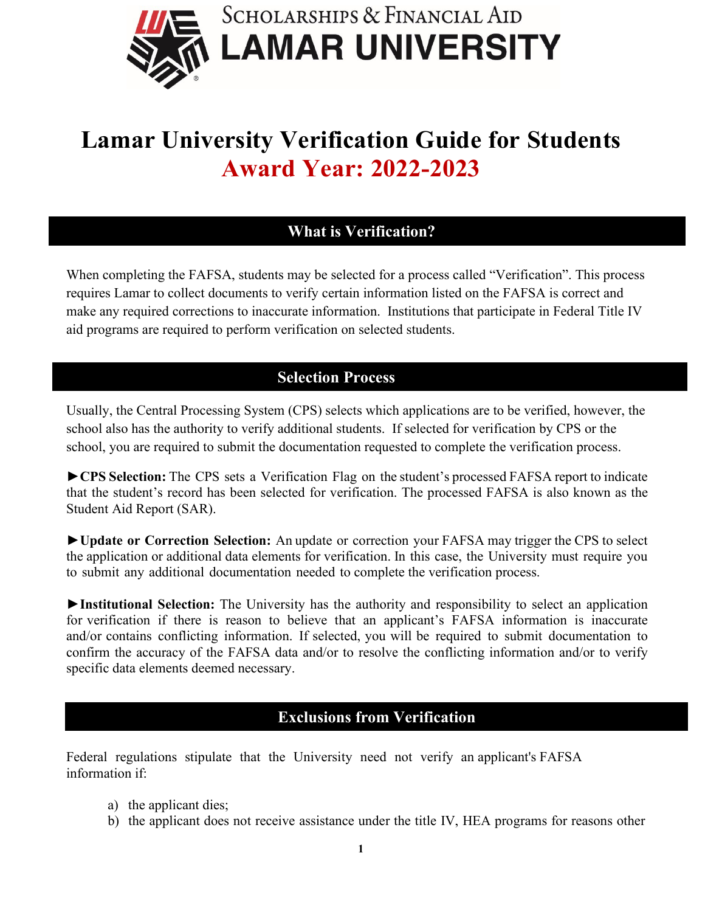SCHOLARSHIPS & FINANCIAL AID
LAMAR UNIVERSITY

# Lamar University Verification Guide for Students
# Award Year: 2022-2023

## What is Verification?

When completing the FAFSA, students may be selected for a process called "Verification". This process requires Lamar to collect documents to verify certain information listed on the FAFSA is correct and make any required corrections to inaccurate information. Institutions that participate in Federal Title IV aid programs are required to perform verification on selected students.

## Selection Process

Usually, the Central Processing System (CPS) selects which applications are to be verified, however, the school also has the authority to verify additional students. If selected for verification by CPS or the school, you are required to submit the documentation requested to complete the verification process.

►**CPS Selection:** The CPS sets a Verification Flag on the student's processed FAFSA report to indicate that the student's record has been selected for verification. The processed FAFSA is also known as the Student Aid Report (SAR).

►**Update or Correction Selection:** An update or correction your FAFSA may trigger the CPS to select the application or additional data elements for verification. In this case, the University must require you to submit any additional documentation needed to complete the verification process.

►**Institutional Selection:** The University has the authority and responsibility to select an application for verification if there is reason to believe that an applicant's FAFSA information is inaccurate and/or contains conflicting information. If selected, you will be required to submit documentation to confirm the accuracy of the FAFSA data and/or to resolve the conflicting information and/or to verify specific data elements deemed necessary.

## Exclusions from Verification

Federal regulations stipulate that the University need not verify an applicant's FAFSA information if:

a) the applicant dies;
b) the applicant does not receive assistance under the title IV, HEA programs for reasons other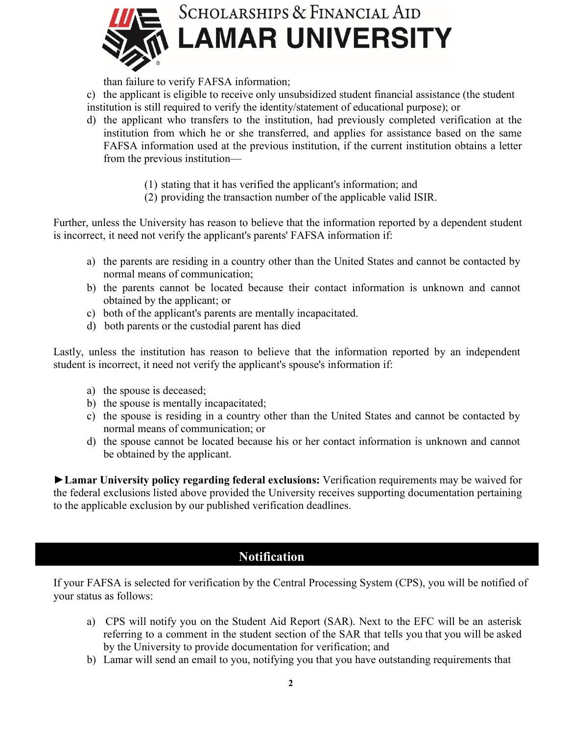than failure to verify FAFSA information;

c) the applicant is eligible to receive only unsubsidized student financial assistance (the student institution is still required to verify the identity/statement of educational purpose); or

d) the applicant who transfers to the institution, had previously completed verification at the institution from which he or she transferred, and applies for assistance based on the same FAFSA information used at the previous institution, if the current institution obtains a letter from the previous institution—

   (1) stating that it has verified the applicant's information; and
   (2) providing the transaction number of the applicable valid ISIR.

Further, unless the University has reason to believe that the information reported by a dependent student is incorrect, it need not verify the applicant's parents' FAFSA information if:

a) the parents are residing in a country other than the United States and cannot be contacted by normal means of communication;
b) the parents cannot be located because their contact information is unknown and cannot obtained by the applicant; or
c) both of the applicant's parents are mentally incapacitated.
d) both parents or the custodial parent has died

Lastly, unless the institution has reason to believe that the information reported by an independent student is incorrect, it need not verify the applicant's spouse's information if:

a) the spouse is deceased;
b) the spouse is mentally incapacitated;
c) the spouse is residing in a country other than the United States and cannot be contacted by normal means of communication; or
d) the spouse cannot be located because his or her contact information is unknown and cannot be obtained by the applicant.

►**Lamar University policy regarding federal exclusions:** Verification requirements may be waived for the federal exclusions listed above provided the University receives supporting documentation pertaining to the applicable exclusion by our published verification deadlines.

## Notification

If your FAFSA is selected for verification by the Central Processing System (CPS), you will be notified of your status as follows:

a) CPS will notify you on the Student Aid Report (SAR). Next to the EFC will be an asterisk referring to a comment in the student section of the SAR that tells you that you will be asked by the University to provide documentation for verification; and
b) Lamar will send an email to you, notifying you that you have outstanding requirements that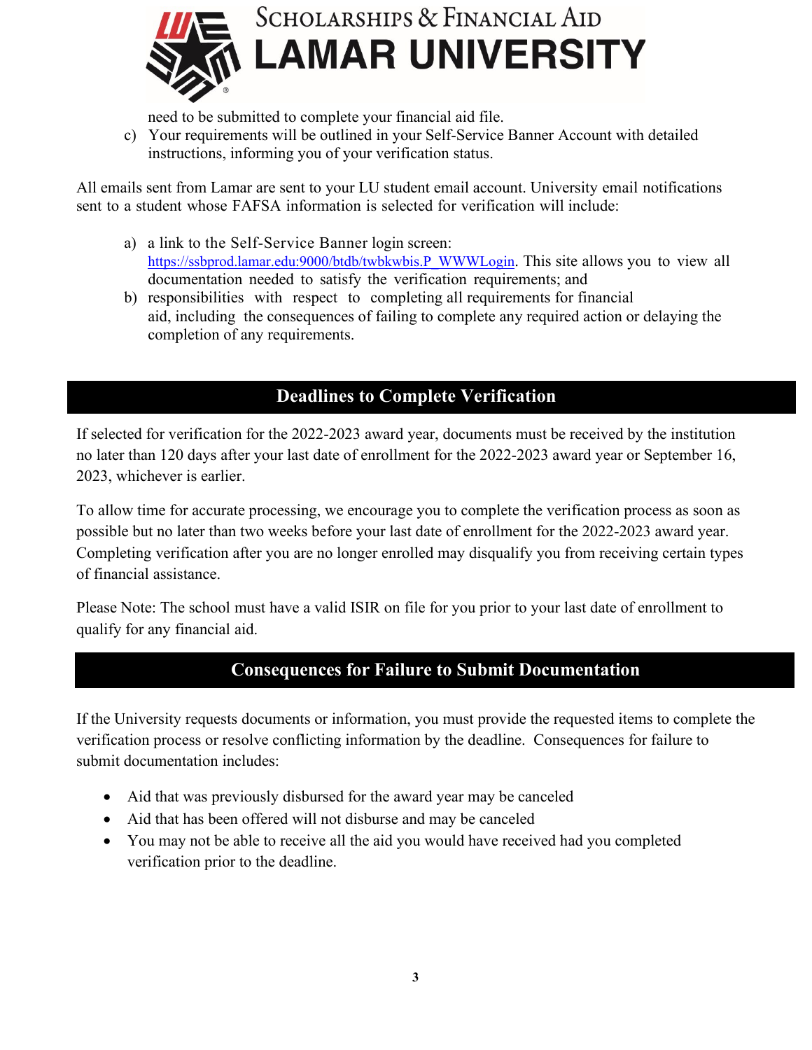need to be submitted to complete your financial aid file.

c) Your requirements will be outlined in your Self-Service Banner Account with detailed instructions, informing you of your verification status.

All emails sent from Lamar are sent to your LU student email account. University email notifications sent to a student whose FAFSA information is selected for verification will include:

a) a link to the Self-Service Banner login screen: https://ssbprod.lamar.edu:9000/btdb/twbkwbis.P_WWWLogin. This site allows you to view all documentation needed to satisfy the verification requirements; and
b) responsibilities with respect to completing all requirements for financial aid, including the consequences of failing to complete any required action or delaying the completion of any requirements.

## Deadlines to Complete Verification

If selected for verification for the 2022-2023 award year, documents must be received by the institution no later than 120 days after your last date of enrollment for the 2022-2023 award year or September 16, 2023, whichever is earlier.

To allow time for accurate processing, we encourage you to complete the verification process as soon as possible but no later than two weeks before your last date of enrollment for the 2022-2023 award year. Completing verification after you are no longer enrolled may disqualify you from receiving certain types of financial assistance.

Please Note: The school must have a valid ISIR on file for you prior to your last date of enrollment to qualify for any financial aid.

## Consequences for Failure to Submit Documentation

If the University requests documents or information, you must provide the requested items to complete the verification process or resolve conflicting information by the deadline. Consequences for failure to submit documentation includes:

- Aid that was previously disbursed for the award year may be canceled
- Aid that has been offered will not disburse and may be canceled
- You may not be able to receive all the aid you would have received had you completed verification prior to the deadline.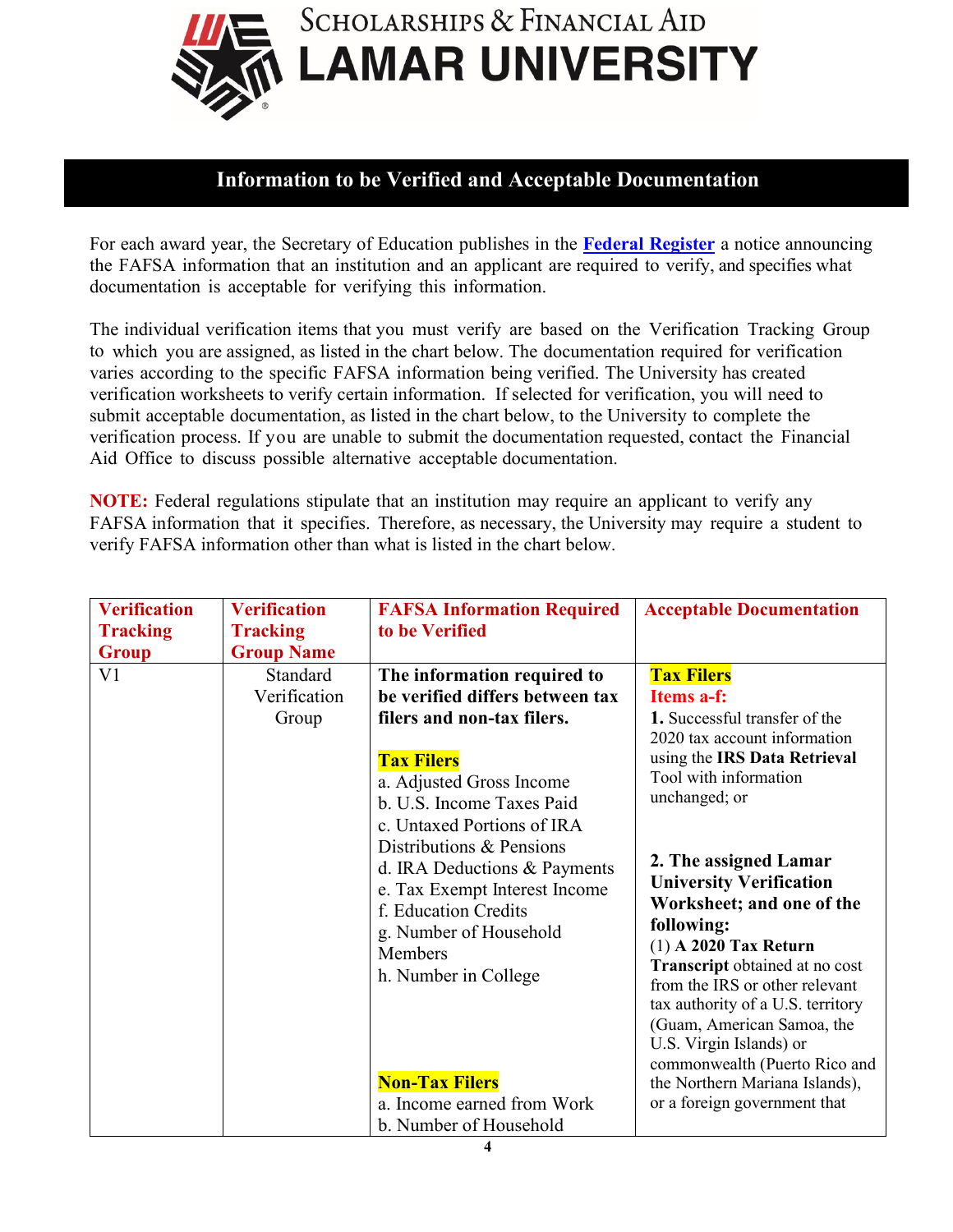# Scholarships & Financial Aid
# LAMAR UNIVERSITY

## Information to be Verified and Acceptable Documentation

For each award year, the Secretary of Education publishes in the [Federal Register](#) a notice announcing the FAFSA information that an institution and an applicant are required to verify, and specifies what documentation is acceptable for verifying this information.

The individual verification items that you must verify are based on the Verification Tracking Group to which you are assigned, as listed in the chart below. The documentation required for verification varies according to the specific FAFSA information being verified. The University has created verification worksheets to verify certain information. If selected for verification, you will need to submit acceptable documentation, as listed in the chart below, to the University to complete the verification process. If you are unable to submit the documentation requested, contact the Financial Aid Office to discuss possible alternative acceptable documentation.

**NOTE:** Federal regulations stipulate that an institution may require an applicant to verify any FAFSA information that it specifies. Therefore, as necessary, the University may require a student to verify FAFSA information other than what is listed in the chart below.

| Verification Tracking Group | Verification Tracking Group Name | FAFSA Information Required to be Verified | Acceptable Documentation |
|---|---|---|---|
| V1 | Standard Verification Group | **The information required to be verified differs between tax filers and non-tax filers.**<br><br>**Tax Filers**<br>a. Adjusted Gross Income<br>b. U.S. Income Taxes Paid<br>c. Untaxed Portions of IRA Distributions & Pensions<br>d. IRA Deductions & Payments<br>e. Tax Exempt Interest Income<br>f. Education Credits<br>g. Number of Household Members<br>h. Number in College<br><br>**Non-Tax Filers**<br>a. Income earned from Work<br>b. Number of Household | **Tax Filers**<br>**Items a-f:**<br>**1.** Successful transfer of the 2020 tax account information using the **IRS Data Retrieval** Tool with information unchanged; or<br><br>**2. The assigned Lamar University Verification Worksheet; and one of the following:**<br>(1) **A 2020 Tax Return Transcript** obtained at no cost from the IRS or other relevant tax authority of a U.S. territory (Guam, American Samoa, the U.S. Virgin Islands) or commonwealth (Puerto Rico and the Northern Mariana Islands), or a foreign government that |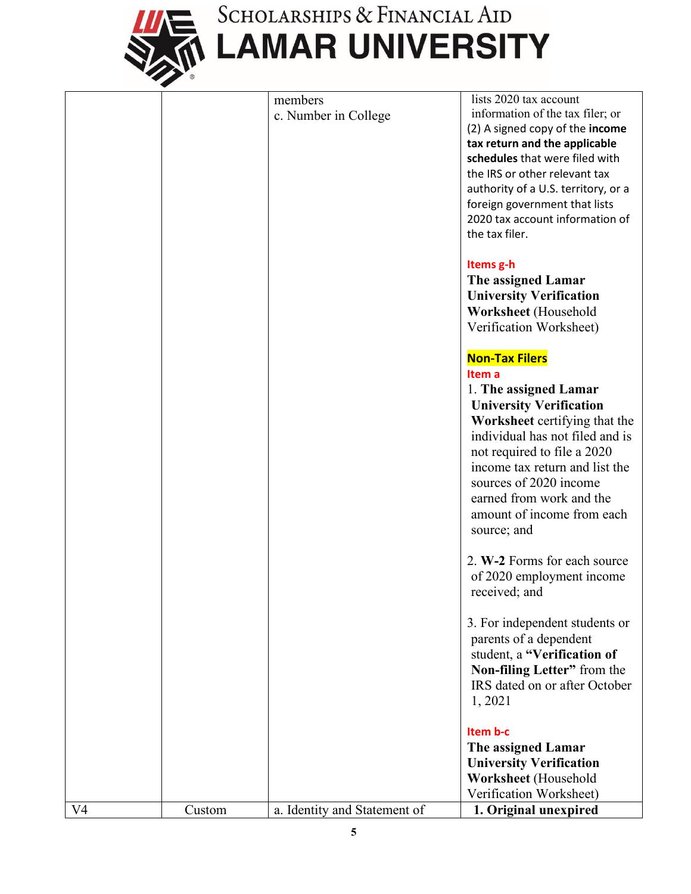| | | | |
|---|---|---|---|
| | | members<br>c. Number in College | lists 2020 tax account information of the tax filer; or<br>(2) A signed copy of the **income tax return and the applicable schedules** that were filed with the IRS or other relevant tax authority of a U.S. territory, or a foreign government that lists 2020 tax account information of the tax filer.<br><br>**Items g-h**<br>**The assigned Lamar University Verification Worksheet** (Household Verification Worksheet)<br><br>**Non-Tax Filers**<br>**Item a**<br>1. **The assigned Lamar University Verification Worksheet** certifying that the individual has not filed and is not required to file a 2020 income tax return and list the sources of 2020 income earned from work and the amount of income from each source; and<br><br>2. **W-2** Forms for each source of 2020 employment income received; and<br><br>3. For independent students or parents of a dependent student, a **"Verification of Non-filing Letter"** from the IRS dated on or after October 1, 2021<br><br>**Item b-c**<br>**The assigned Lamar University Verification Worksheet** (Household Verification Worksheet) |
| V4 | Custom | a. Identity and Statement of | **1. Original unexpired** |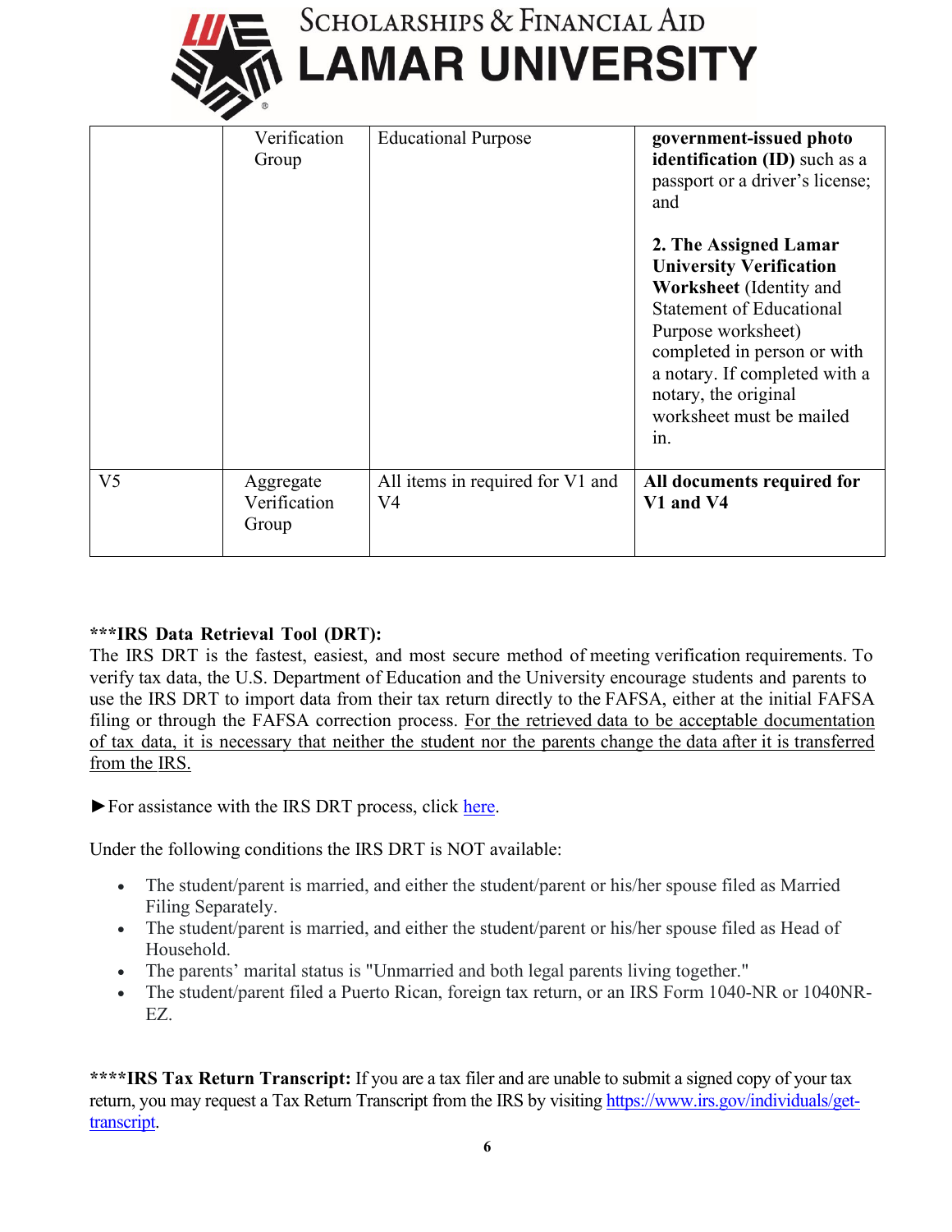|  | Verification Group | Educational Purpose | **government-issued photo identification (ID)** such as a passport or a driver's license; and<br><br>**2. The Assigned Lamar University Verification Worksheet** (Identity and Statement of Educational Purpose worksheet) completed in person or with a notary. If completed with a notary, the original worksheet must be mailed in. |
|---|---|---|---|
| V5 | Aggregate Verification Group | All items in required for V1 and V4 | **All documents required for V1 and V4** |

**\*\*\*IRS Data Retrieval Tool (DRT):**
The IRS DRT is the fastest, easiest, and most secure method of meeting verification requirements. To verify tax data, the U.S. Department of Education and the University encourage students and parents to use the IRS DRT to import data from their tax return directly to the FAFSA, either at the initial FAFSA filing or through the FAFSA correction process. <u>For the retrieved data to be acceptable documentation of tax data, it is necessary that neither the student nor the parents change the data after it is transferred from the IRS.</u>

►For assistance with the IRS DRT process, click here.

Under the following conditions the IRS DRT is NOT available:

- The student/parent is married, and either the student/parent or his/her spouse filed as Married Filing Separately.
- The student/parent is married, and either the student/parent or his/her spouse filed as Head of Household.
- The parents' marital status is "Unmarried and both legal parents living together."
- The student/parent filed a Puerto Rican, foreign tax return, or an IRS Form 1040-NR or 1040NR-EZ.

**\*\*\*\*IRS Tax Return Transcript:** If you are a tax filer and are unable to submit a signed copy of your tax return, you may request a Tax Return Transcript from the IRS by visiting https://www.irs.gov/individuals/get-transcript.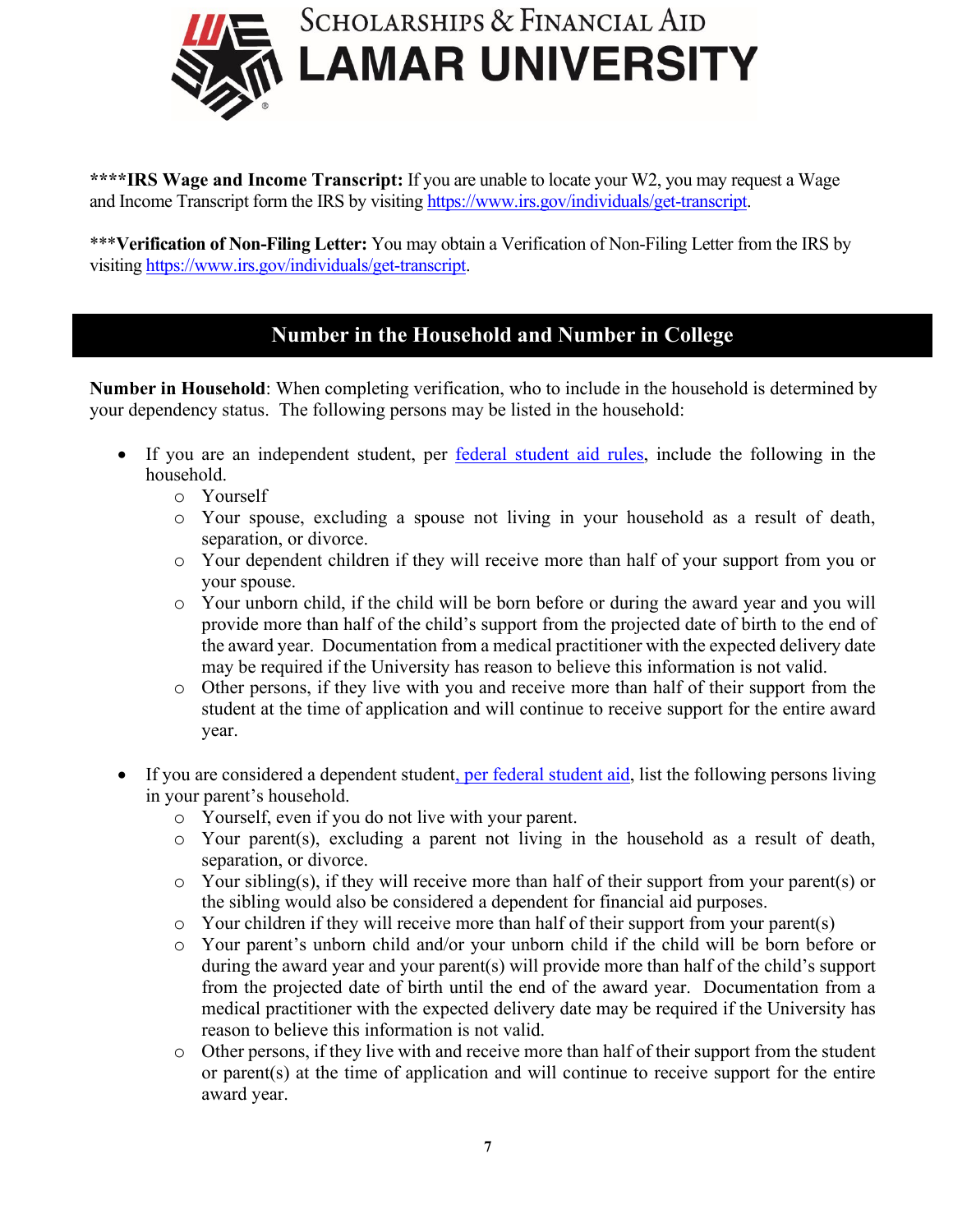****IRS Wage and Income Transcript: If you are unable to locate your W2, you may request a Wage and Income Transcript form the IRS by visiting https://www.irs.gov/individuals/get-transcript.

***Verification of Non-Filing Letter: You may obtain a Verification of Non-Filing Letter from the IRS by visiting https://www.irs.gov/individuals/get-transcript.

## Number in the Household and Number in College

**Number in Household**: When completing verification, who to include in the household is determined by your dependency status. The following persons may be listed in the household:

- If you are an independent student, per federal student aid rules, include the following in the household.
  - Yourself
  - Your spouse, excluding a spouse not living in your household as a result of death, separation, or divorce.
  - Your dependent children if they will receive more than half of your support from you or your spouse.
  - Your unborn child, if the child will be born before or during the award year and you will provide more than half of the child's support from the projected date of birth to the end of the award year. Documentation from a medical practitioner with the expected delivery date may be required if the University has reason to believe this information is not valid.
  - Other persons, if they live with you and receive more than half of their support from the student at the time of application and will continue to receive support for the entire award year.

- If you are considered a dependent student, per federal student aid, list the following persons living in your parent's household.
  - Yourself, even if you do not live with your parent.
  - Your parent(s), excluding a parent not living in the household as a result of death, separation, or divorce.
  - Your sibling(s), if they will receive more than half of their support from your parent(s) or the sibling would also be considered a dependent for financial aid purposes.
  - Your children if they will receive more than half of their support from your parent(s)
  - Your parent's unborn child and/or your unborn child if the child will be born before or during the award year and your parent(s) will provide more than half of the child's support from the projected date of birth until the end of the award year. Documentation from a medical practitioner with the expected delivery date may be required if the University has reason to believe this information is not valid.
  - Other persons, if they live with and receive more than half of their support from the student or parent(s) at the time of application and will continue to receive support for the entire award year.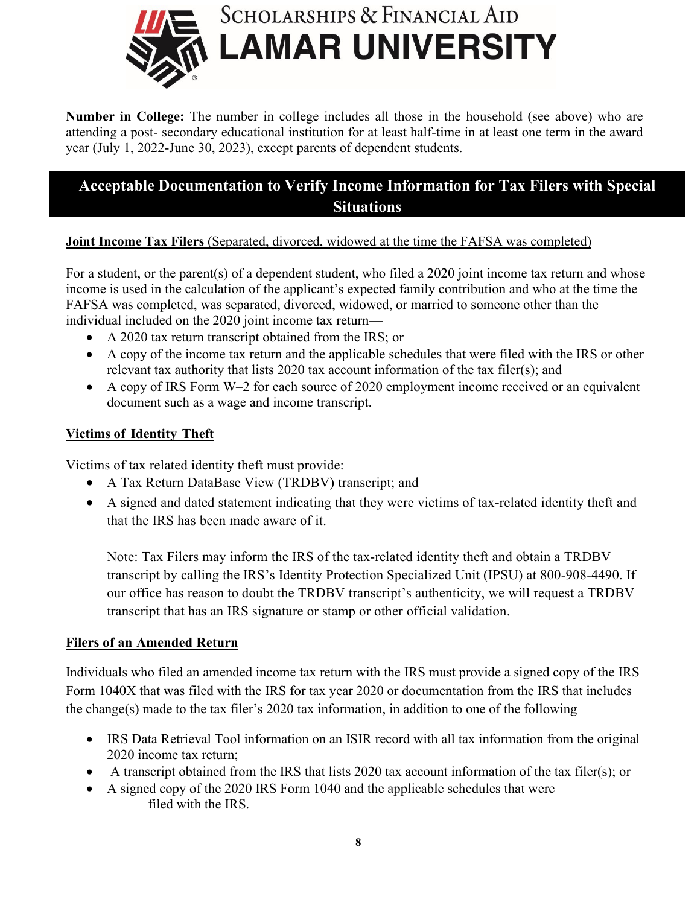**Number in College:** The number in college includes all those in the household (see above) who are attending a post- secondary educational institution for at least half-time in at least one term in the award year (July 1, 2022-June 30, 2023), except parents of dependent students.

## Acceptable Documentation to Verify Income Information for Tax Filers with Special Situations

**Joint Income Tax Filers** (Separated, divorced, widowed at the time the FAFSA was completed)

For a student, or the parent(s) of a dependent student, who filed a 2020 joint income tax return and whose income is used in the calculation of the applicant's expected family contribution and who at the time the FAFSA was completed, was separated, divorced, widowed, or married to someone other than the individual included on the 2020 joint income tax return—

- A 2020 tax return transcript obtained from the IRS; or
- A copy of the income tax return and the applicable schedules that were filed with the IRS or other relevant tax authority that lists 2020 tax account information of the tax filer(s); and
- A copy of IRS Form W–2 for each source of 2020 employment income received or an equivalent document such as a wage and income transcript.

**Victims of Identity Theft**

Victims of tax related identity theft must provide:

- A Tax Return DataBase View (TRDBV) transcript; and
- A signed and dated statement indicating that they were victims of tax-related identity theft and that the IRS has been made aware of it.

  Note: Tax Filers may inform the IRS of the tax-related identity theft and obtain a TRDBV transcript by calling the IRS's Identity Protection Specialized Unit (IPSU) at 800-908-4490. If our office has reason to doubt the TRDBV transcript's authenticity, we will request a TRDBV transcript that has an IRS signature or stamp or other official validation.

**Filers of an Amended Return**

Individuals who filed an amended income tax return with the IRS must provide a signed copy of the IRS Form 1040X that was filed with the IRS for tax year 2020 or documentation from the IRS that includes the change(s) made to the tax filer's 2020 tax information, in addition to one of the following—

- IRS Data Retrieval Tool information on an ISIR record with all tax information from the original 2020 income tax return;
- A transcript obtained from the IRS that lists 2020 tax account information of the tax filer(s); or
- A signed copy of the 2020 IRS Form 1040 and the applicable schedules that were filed with the IRS.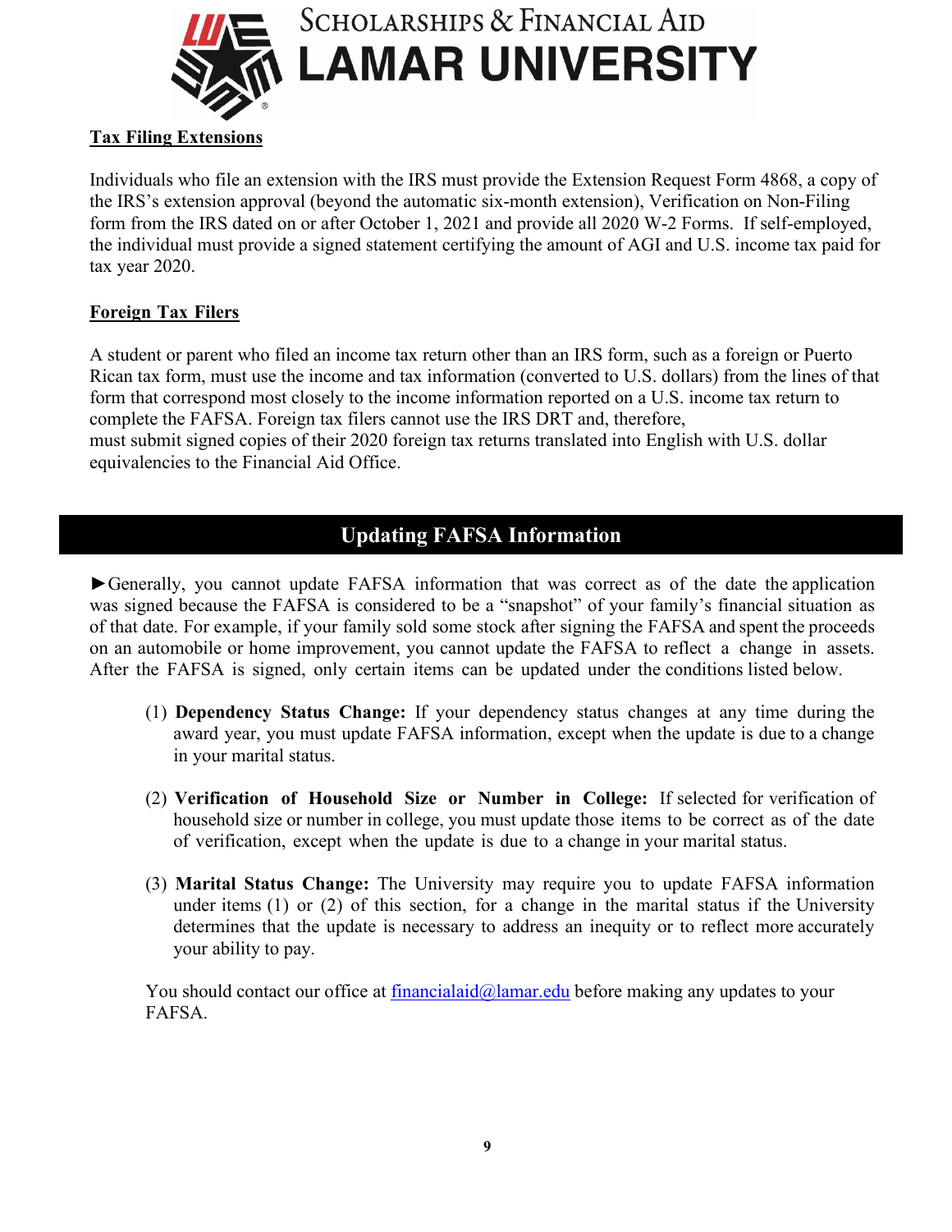**Tax Filing Extensions**

Individuals who file an extension with the IRS must provide the Extension Request Form 4868, a copy of the IRS's extension approval (beyond the automatic six-month extension), Verification on Non-Filing form from the IRS dated on or after October 1, 2021 and provide all 2020 W-2 Forms. If self-employed, the individual must provide a signed statement certifying the amount of AGI and U.S. income tax paid for tax year 2020.

**Foreign Tax Filers**

A student or parent who filed an income tax return other than an IRS form, such as a foreign or Puerto Rican tax form, must use the income and tax information (converted to U.S. dollars) from the lines of that form that correspond most closely to the income information reported on a U.S. income tax return to complete the FAFSA. Foreign tax filers cannot use the IRS DRT and, therefore, must submit signed copies of their 2020 foreign tax returns translated into English with U.S. dollar equivalencies to the Financial Aid Office.

## Updating FAFSA Information

►Generally, you cannot update FAFSA information that was correct as of the date the application was signed because the FAFSA is considered to be a "snapshot" of your family's financial situation as of that date. For example, if your family sold some stock after signing the FAFSA and spent the proceeds on an automobile or home improvement, you cannot update the FAFSA to reflect a change in assets. After the FAFSA is signed, only certain items can be updated under the conditions listed below.

(1) **Dependency Status Change:** If your dependency status changes at any time during the award year, you must update FAFSA information, except when the update is due to a change in your marital status.

(2) **Verification of Household Size or Number in College:** If selected for verification of household size or number in college, you must update those items to be correct as of the date of verification, except when the update is due to a change in your marital status.

(3) **Marital Status Change:** The University may require you to update FAFSA information under items (1) or (2) of this section, for a change in the marital status if the University determines that the update is necessary to address an inequity or to reflect more accurately your ability to pay.

You should contact our office at financialaid@lamar.edu before making any updates to your FAFSA.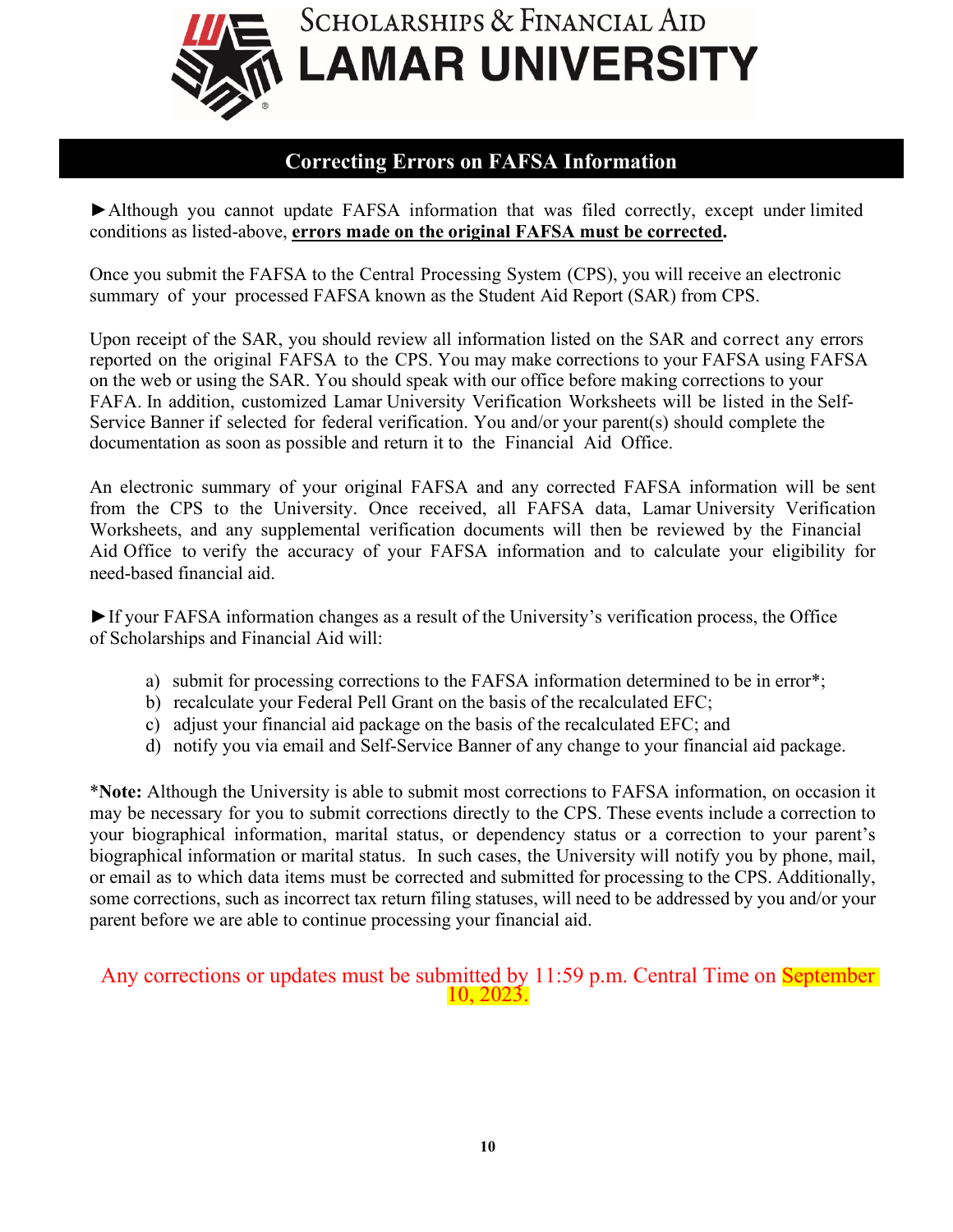# Scholarships & Financial Aid
# LAMAR UNIVERSITY

## Correcting Errors on FAFSA Information

►Although you cannot update FAFSA information that was filed correctly, except under limited conditions as listed-above, **errors made on the original FAFSA must be corrected**.

Once you submit the FAFSA to the Central Processing System (CPS), you will receive an electronic summary of your processed FAFSA known as the Student Aid Report (SAR) from CPS.

Upon receipt of the SAR, you should review all information listed on the SAR and correct any errors reported on the original FAFSA to the CPS. You may make corrections to your FAFSA using FAFSA on the web or using the SAR. You should speak with our office before making corrections to your FAFA. In addition, customized Lamar University Verification Worksheets will be listed in the Self-Service Banner if selected for federal verification. You and/or your parent(s) should complete the documentation as soon as possible and return it to the Financial Aid Office.

An electronic summary of your original FAFSA and any corrected FAFSA information will be sent from the CPS to the University. Once received, all FAFSA data, Lamar University Verification Worksheets, and any supplemental verification documents will then be reviewed by the Financial Aid Office to verify the accuracy of your FAFSA information and to calculate your eligibility for need-based financial aid.

►If your FAFSA information changes as a result of the University's verification process, the Office of Scholarships and Financial Aid will:

a) submit for processing corrections to the FAFSA information determined to be in error*;
b) recalculate your Federal Pell Grant on the basis of the recalculated EFC;
c) adjust your financial aid package on the basis of the recalculated EFC; and
d) notify you via email and Self-Service Banner of any change to your financial aid package.

*__Note:__ Although the University is able to submit most corrections to FAFSA information, on occasion it may be necessary for you to submit corrections directly to the CPS. These events include a correction to your biographical information, marital status, or dependency status or a correction to your parent's biographical information or marital status. In such cases, the University will notify you by phone, mail, or email as to which data items must be corrected and submitted for processing to the CPS. Additionally, some corrections, such as incorrect tax return filing statuses, will need to be addressed by you and/or your parent before we are able to continue processing your financial aid.

Any corrections or updates must be submitted by 11:59 p.m. Central Time on September 10, 2023.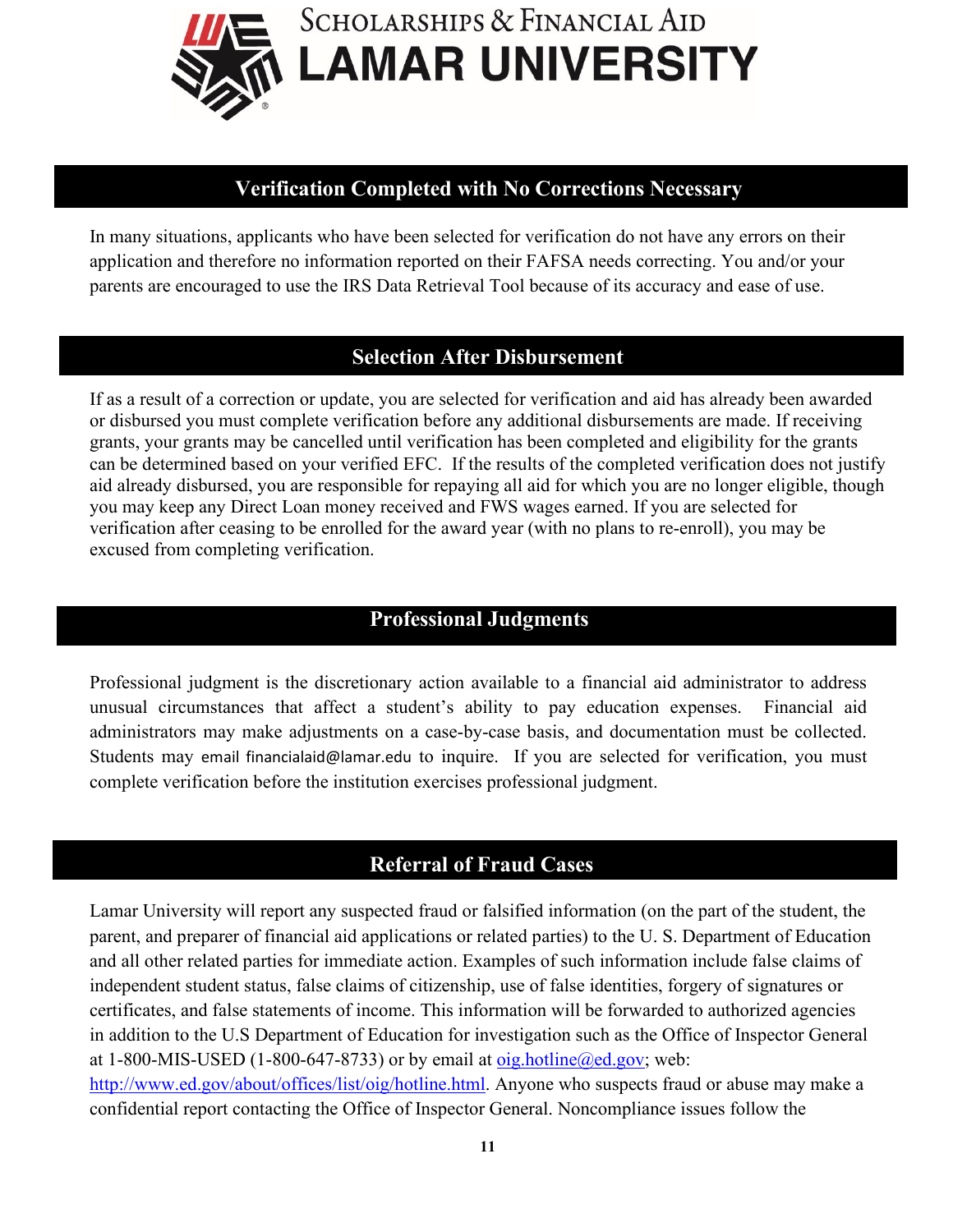## Verification Completed with No Corrections Necessary

In many situations, applicants who have been selected for verification do not have any errors on their application and therefore no information reported on their FAFSA needs correcting. You and/or your parents are encouraged to use the IRS Data Retrieval Tool because of its accuracy and ease of use.

## Selection After Disbursement

If as a result of a correction or update, you are selected for verification and aid has already been awarded or disbursed you must complete verification before any additional disbursements are made. If receiving grants, your grants may be cancelled until verification has been completed and eligibility for the grants can be determined based on your verified EFC. If the results of the completed verification does not justify aid already disbursed, you are responsible for repaying all aid for which you are no longer eligible, though you may keep any Direct Loan money received and FWS wages earned. If you are selected for verification after ceasing to be enrolled for the award year (with no plans to re-enroll), you may be excused from completing verification.

## Professional Judgments

Professional judgment is the discretionary action available to a financial aid administrator to address unusual circumstances that affect a student's ability to pay education expenses. Financial aid administrators may make adjustments on a case-by-case basis, and documentation must be collected. Students may email financialaid@lamar.edu to inquire. If you are selected for verification, you must complete verification before the institution exercises professional judgment.

## Referral of Fraud Cases

Lamar University will report any suspected fraud or falsified information (on the part of the student, the parent, and preparer of financial aid applications or related parties) to the U. S. Department of Education and all other related parties for immediate action. Examples of such information include false claims of independent student status, false claims of citizenship, use of false identities, forgery of signatures or certificates, and false statements of income. This information will be forwarded to authorized agencies in addition to the U.S Department of Education for investigation such as the Office of Inspector General at 1-800-MIS-USED (1-800-647-8733) or by email at oig.hotline@ed.gov; web: http://www.ed.gov/about/offices/list/oig/hotline.html. Anyone who suspects fraud or abuse may make a confidential report contacting the Office of Inspector General. Noncompliance issues follow the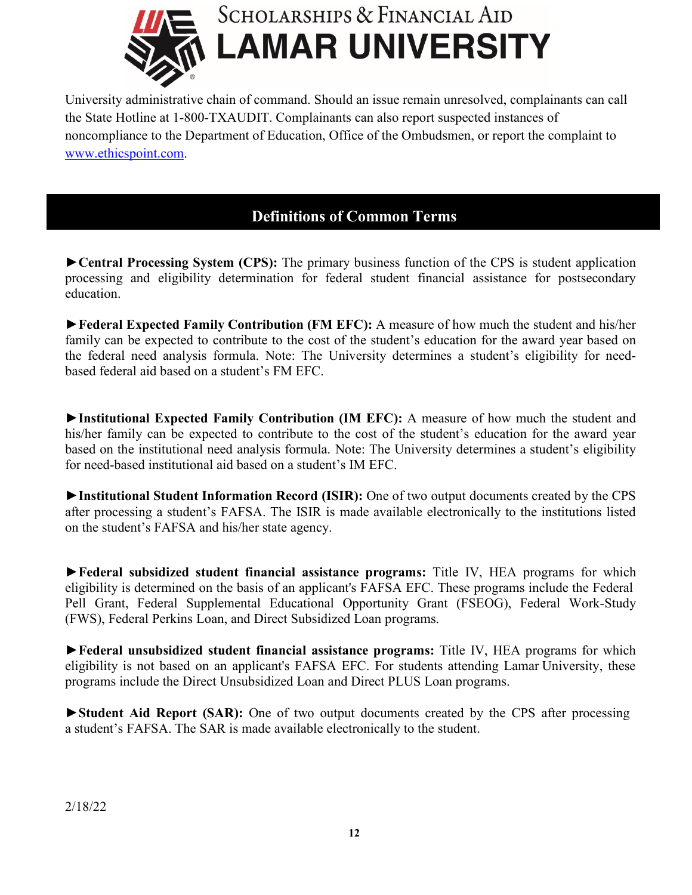University administrative chain of command. Should an issue remain unresolved, complainants can call the State Hotline at 1-800-TXAUDIT. Complainants can also report suspected instances of noncompliance to the Department of Education, Office of the Ombudsmen, or report the complaint to [www.ethicspoint.com](http://www.ethicspoint.com).

## Definitions of Common Terms

►**Central Processing System (CPS):** The primary business function of the CPS is student application processing and eligibility determination for federal student financial assistance for postsecondary education.

►**Federal Expected Family Contribution (FM EFC):** A measure of how much the student and his/her family can be expected to contribute to the cost of the student's education for the award year based on the federal need analysis formula. Note: The University determines a student's eligibility for need-based federal aid based on a student's FM EFC.

►**Institutional Expected Family Contribution (IM EFC):** A measure of how much the student and his/her family can be expected to contribute to the cost of the student's education for the award year based on the institutional need analysis formula. Note: The University determines a student's eligibility for need-based institutional aid based on a student's IM EFC.

►**Institutional Student Information Record (ISIR):** One of two output documents created by the CPS after processing a student's FAFSA. The ISIR is made available electronically to the institutions listed on the student's FAFSA and his/her state agency.

►**Federal subsidized student financial assistance programs:** Title IV, HEA programs for which eligibility is determined on the basis of an applicant's FAFSA EFC. These programs include the Federal Pell Grant, Federal Supplemental Educational Opportunity Grant (FSEOG), Federal Work-Study (FWS), Federal Perkins Loan, and Direct Subsidized Loan programs.

►**Federal unsubsidized student financial assistance programs:** Title IV, HEA programs for which eligibility is not based on an applicant's FAFSA EFC. For students attending Lamar University, these programs include the Direct Unsubsidized Loan and Direct PLUS Loan programs.

►**Student Aid Report (SAR):** One of two output documents created by the CPS after processing a student's FAFSA. The SAR is made available electronically to the student.

2/18/22